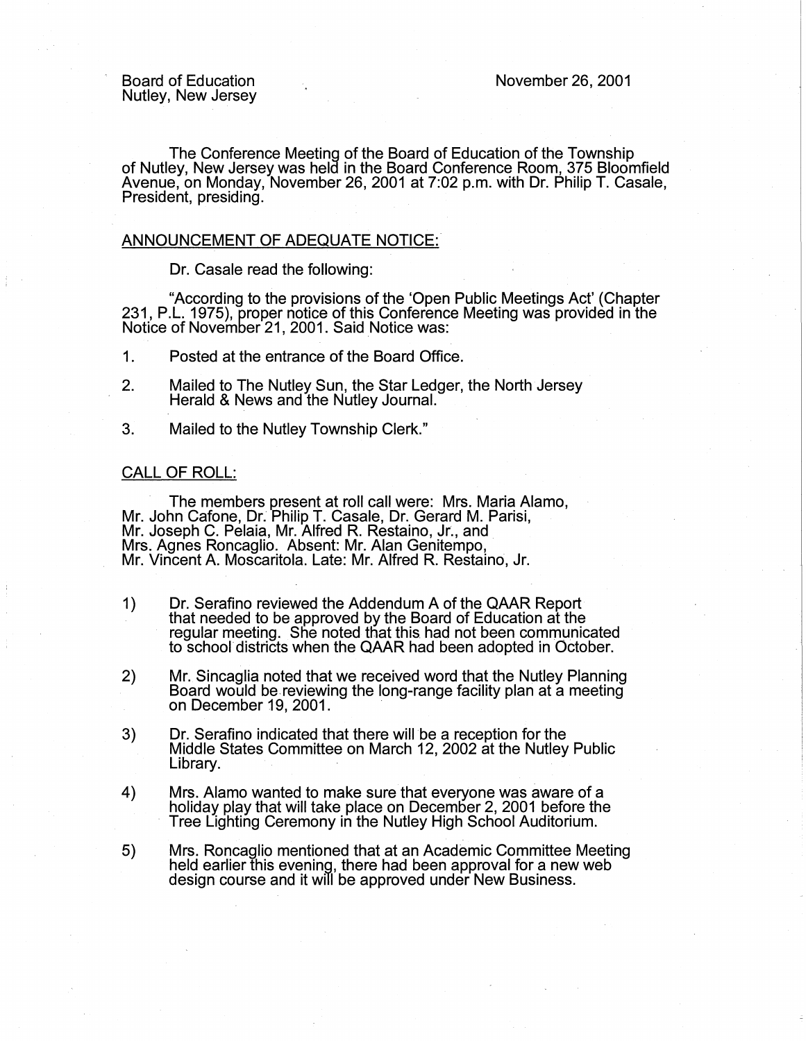Board of Education
Nutley, New Jersey

November 26, 2001

The Conference Meeting of the Board of Education of the Township of Nutley, New Jersey was held in the Board Conference Room, 375 Bloomfield Avenue, on Monday, November 26, 2001 at 7:02 p.m. with Dr. Philip T. Casale, President, presiding.

## ANNOUNCEMENT OF ADEQUATE NOTICE:

Dr. Casale read the following:

"According to the provisions of the 'Open Public Meetings Act' (Chapter 231, P.L. 1975), proper notice of this Conference Meeting was provided in the Notice of November 21, 2001. Said Notice was:

1. Posted at the entrance of the Board Office.
2. Mailed to The Nutley Sun, the Star Ledger, the North Jersey Herald & News and the Nutley Journal.
3. Mailed to the Nutley Township Clerk."

## CALL OF ROLL:

The members present at roll call were: Mrs. Maria Alamo, Mr. John Cafone, Dr. Philip T. Casale, Dr. Gerard M. Parisi, Mr. Joseph C. Pelaia, Mr. Alfred R. Restaino, Jr., and Mrs. Agnes Roncaglio. Absent: Mr. Alan Genitempo, Mr. Vincent A. Moscaritola. Late: Mr. Alfred R. Restaino, Jr.

1) Dr. Serafino reviewed the Addendum A of the QAAR Report that needed to be approved by the Board of Education at the regular meeting. She noted that this had not been communicated to school districts when the QAAR had been adopted in October.

2) Mr. Sincaglia noted that we received word that the Nutley Planning Board would be reviewing the long-range facility plan at a meeting on December 19, 2001.

3) Dr. Serafino indicated that there will be a reception for the Middle States Committee on March 12, 2002 at the Nutley Public Library.

4) Mrs. Alamo wanted to make sure that everyone was aware of a holiday play that will take place on December 2, 2001 before the Tree Lighting Ceremony in the Nutley High School Auditorium.

5) Mrs. Roncaglio mentioned that at an Academic Committee Meeting held earlier this evening, there had been approval for a new web design course and it will be approved under New Business.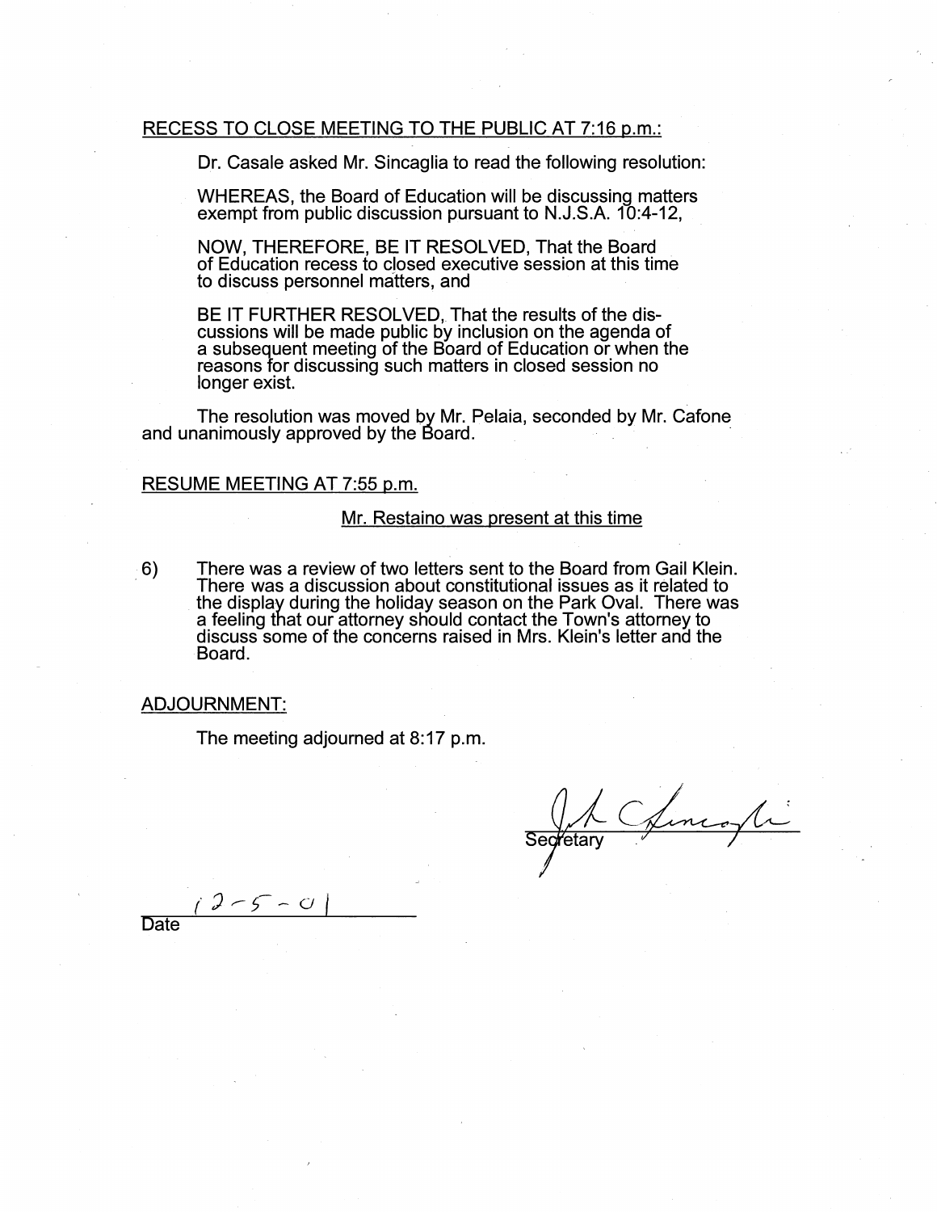RECESS TO CLOSE MEETING TO THE PUBLIC AT 7:16 p.m.:

Dr. Casale asked Mr. Sincaglia to read the following resolution:

WHEREAS, the Board of Education will be discussing matters exempt from public discussion pursuant to N.J.S.A. 10:4-12,

NOW, THEREFORE, BE IT RESOLVED, That the Board of Education recess to closed executive session at this time to discuss personnel matters, and

BE IT FURTHER RESOLVED, That the results of the discussions will be made public by inclusion on the agenda of a subsequent meeting of the Board of Education or when the reasons for discussing such matters in closed session no longer exist.

The resolution was moved by Mr. Pelaia, seconded by Mr. Cafone and unanimously approved by the Board.

RESUME MEETING AT 7:55 p.m.

Mr. Restaino was present at this time

6) There was a review of two letters sent to the Board from Gail Klein. There was a discussion about constitutional issues as it related to the display during the holiday season on the Park Oval. There was a feeling that our attorney should contact the Town's attorney to discuss some of the concerns raised in Mrs. Klein's letter and the Board.

ADJOURNMENT:

The meeting adjourned at 8:17 p.m.

Secretary

12-5-01

Date